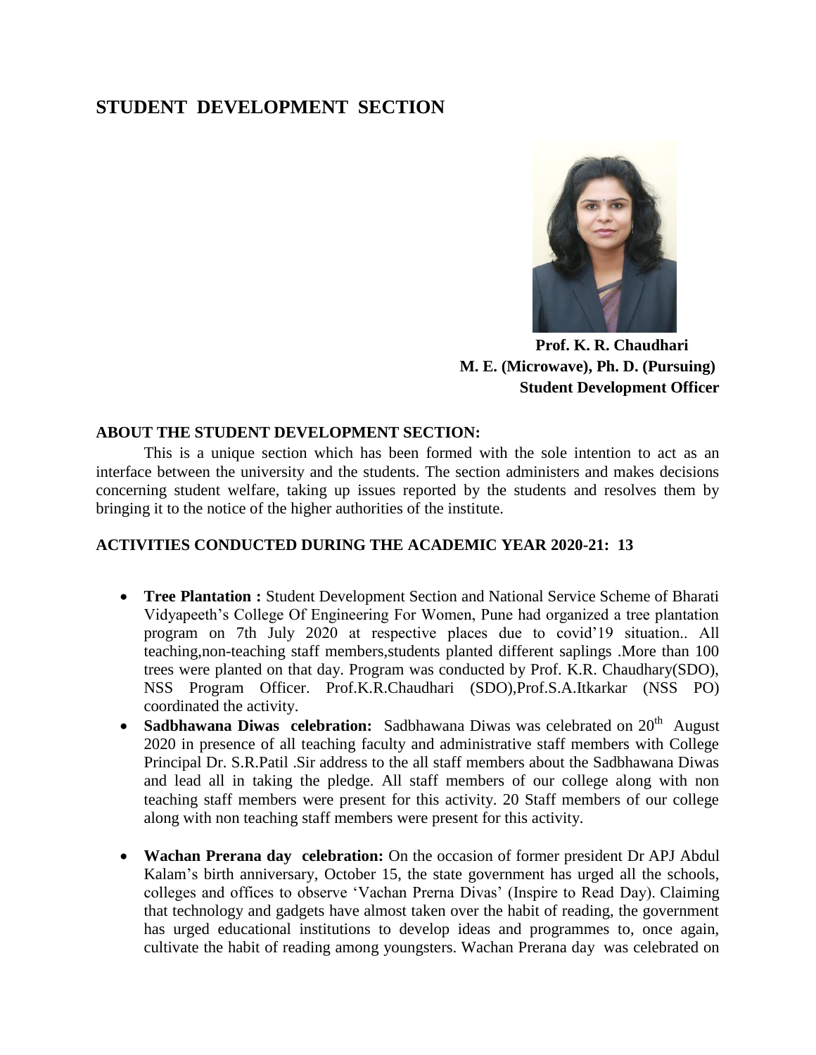# STUDENT DEVELOPMENT SECTION

**Prof. K. R. Chaudhari**
**M. E. (Microwave), Ph. D. (Pursuing)**
**Student Development Officer**

## ABOUT THE STUDENT DEVELOPMENT SECTION:

This is a unique section which has been formed with the sole intention to act as an interface between the university and the students. The section administers and makes decisions concerning student welfare, taking up issues reported by the students and resolves them by bringing it to the notice of the higher authorities of the institute.

## ACTIVITIES CONDUCTED DURING THE ACADEMIC YEAR 2020-21: 13

- **Tree Plantation :** Student Development Section and National Service Scheme of Bharati Vidyapeeth's College Of Engineering For Women, Pune had organized a tree plantation program on 7th July 2020 at respective places due to covid'19 situation.. All teaching,non-teaching staff members,students planted different saplings .More than 100 trees were planted on that day. Program was conducted by Prof. K.R. Chaudhary(SDO), NSS Program Officer. Prof.K.R.Chaudhari (SDO),Prof.S.A.Itkarkar (NSS PO) coordinated the activity.
- **Sadbhawana Diwas celebration:** Sadbhawana Diwas was celebrated on 20th August 2020 in presence of all teaching faculty and administrative staff members with College Principal Dr. S.R.Patil .Sir address to the all staff members about the Sadbhawana Diwas and lead all in taking the pledge. All staff members of our college along with non teaching staff members were present for this activity. 20 Staff members of our college along with non teaching staff members were present for this activity.
- **Wachan Prerana day celebration:** On the occasion of former president Dr APJ Abdul Kalam's birth anniversary, October 15, the state government has urged all the schools, colleges and offices to observe 'Vachan Prerna Divas' (Inspire to Read Day). Claiming that technology and gadgets have almost taken over the habit of reading, the government has urged educational institutions to develop ideas and programmes to, once again, cultivate the habit of reading among youngsters. Wachan Prerana day was celebrated on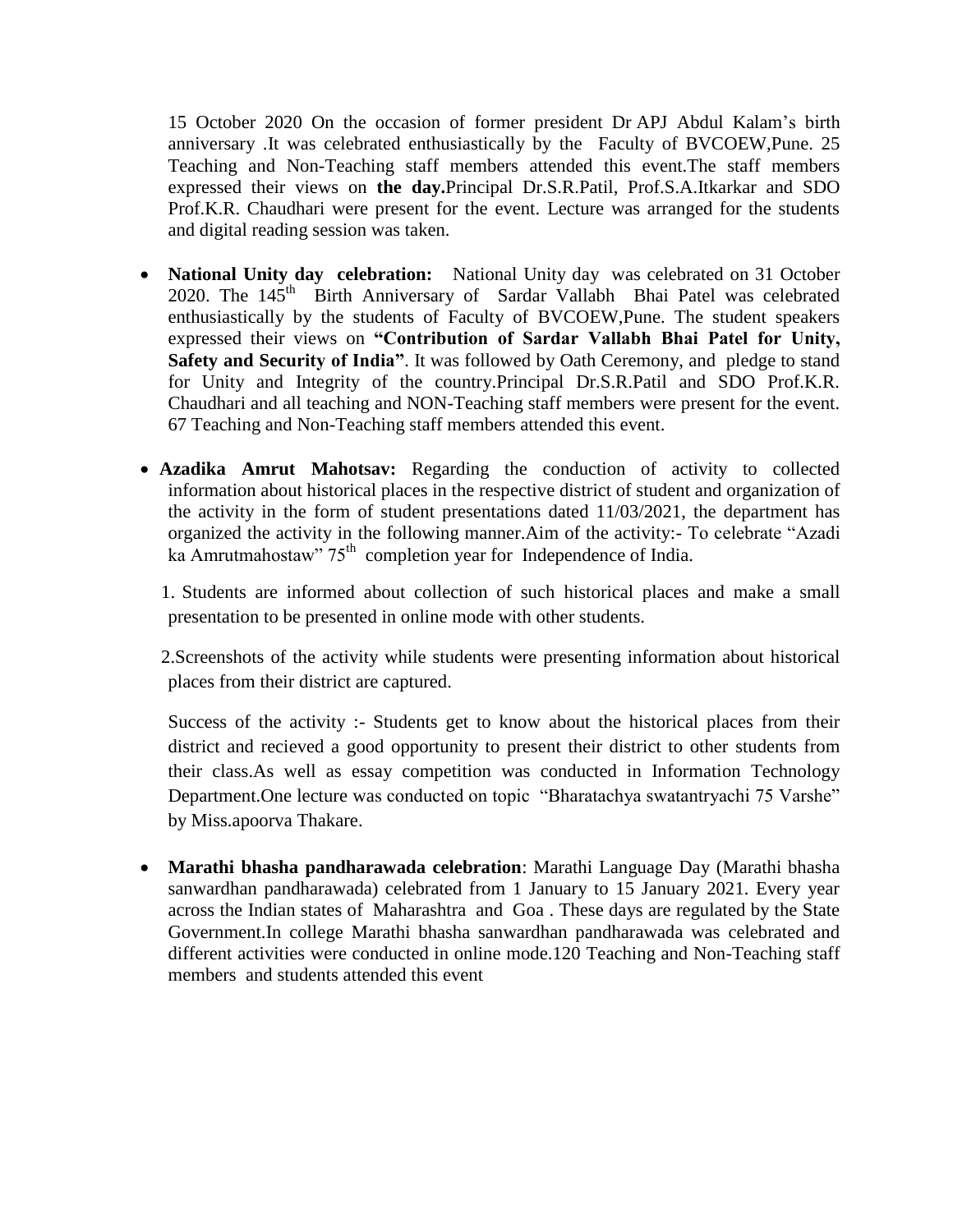15 October 2020 On the occasion of former president Dr APJ Abdul Kalam's birth anniversary .It was celebrated enthusiastically by the Faculty of BVCOEW,Pune. 25 Teaching and Non-Teaching staff members attended this event.The staff members expressed their views on **the day.**Principal Dr.S.R.Patil, Prof.S.A.Itkarkar and SDO Prof.K.R. Chaudhari were present for the event. Lecture was arranged for the students and digital reading session was taken.

- **National Unity day celebration:** National Unity day was celebrated on 31 October 2020. The 145th Birth Anniversary of Sardar Vallabh Bhai Patel was celebrated enthusiastically by the students of Faculty of BVCOEW,Pune. The student speakers expressed their views on **"Contribution of Sardar Vallabh Bhai Patel for Unity, Safety and Security of India"**. It was followed by Oath Ceremony, and pledge to stand for Unity and Integrity of the country.Principal Dr.S.R.Patil and SDO Prof.K.R. Chaudhari and all teaching and NON-Teaching staff members were present for the event. 67 Teaching and Non-Teaching staff members attended this event.

- **Azadika Amrut Mahotsav:** Regarding the conduction of activity to collected information about historical places in the respective district of student and organization of the activity in the form of student presentations dated 11/03/2021, the department has organized the activity in the following manner.Aim of the activity:- To celebrate "Azadi ka Amrutmahostaw" 75th completion year for Independence of India.

  1. Students are informed about collection of such historical places and make a small presentation to be presented in online mode with other students.

  2. Screenshots of the activity while students were presenting information about historical places from their district are captured.

  Success of the activity :- Students get to know about the historical places from their district and recieved a good opportunity to present their district to other students from their class.As well as essay competition was conducted in Information Technology Department.One lecture was conducted on topic "Bharatachya swatantryachi 75 Varshe" by Miss.apoorva Thakare.

- **Marathi bhasha pandharawada celebration**: Marathi Language Day (Marathi bhasha sanwardhan pandharawada) celebrated from 1 January to 15 January 2021. Every year across the Indian states of Maharashtra and Goa . These days are regulated by the State Government.In college Marathi bhasha sanwardhan pandharawada was celebrated and different activities were conducted in online mode.120 Teaching and Non-Teaching staff members and students attended this event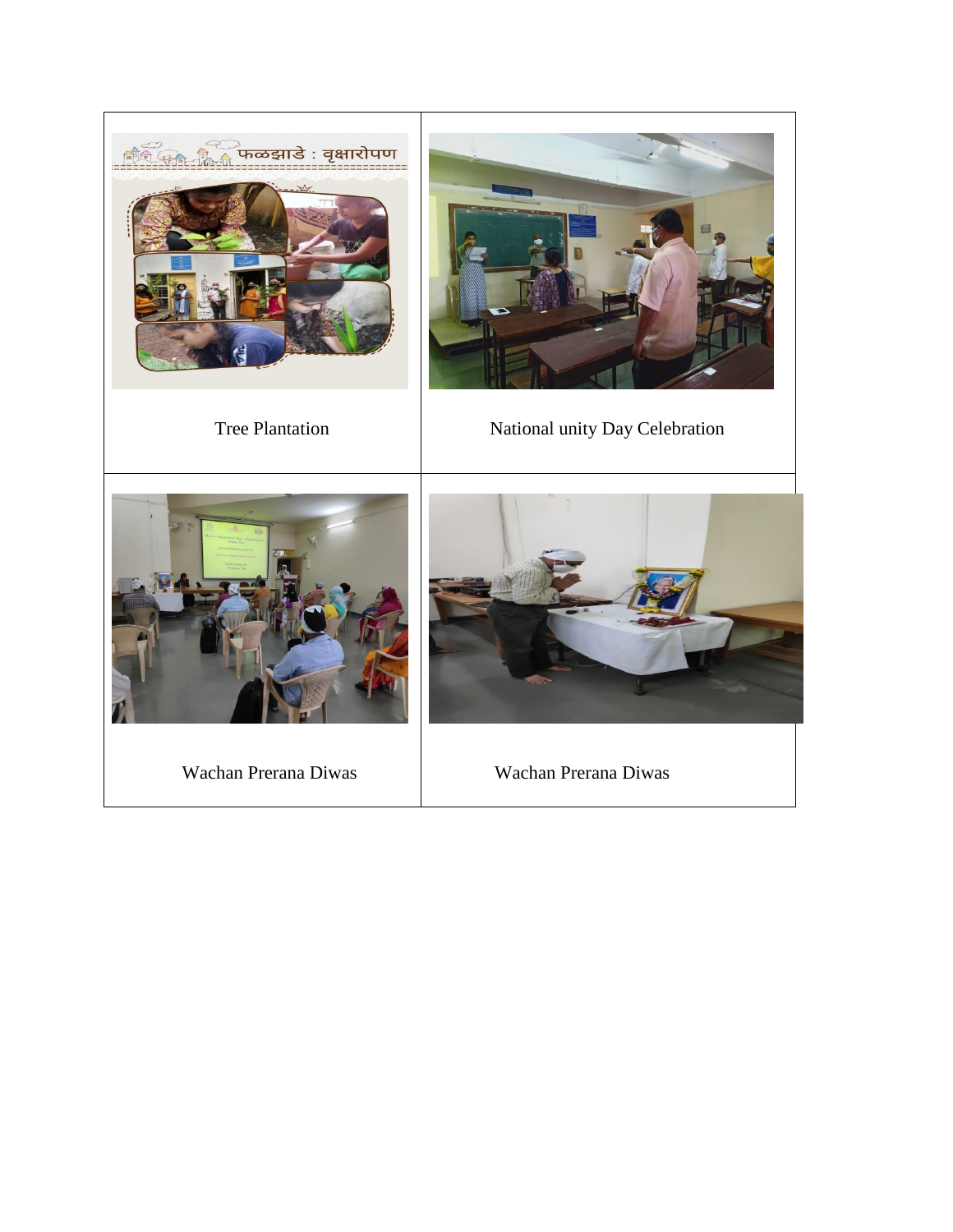| | |
|---|---|
| Tree Plantation | National unity Day Celebration |
| Wachan Prerana Diwas | Wachan Prerana Diwas |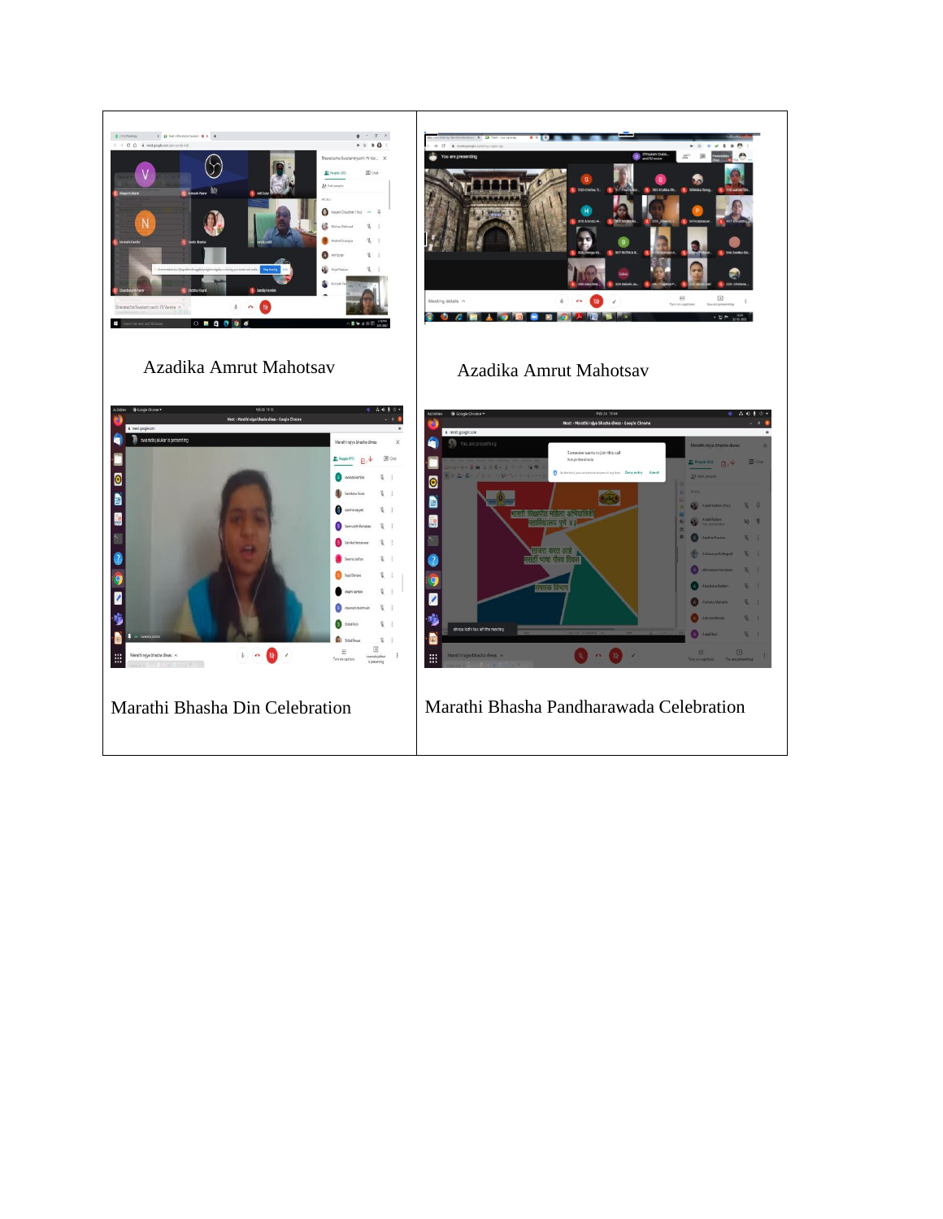| | |
|---|---|
| Azadika Amrut Mahotsav | Azadika Amrut Mahotsav |
| Marathi Bhasha Din Celebration | Marathi Bhasha Pandharawada Celebration |